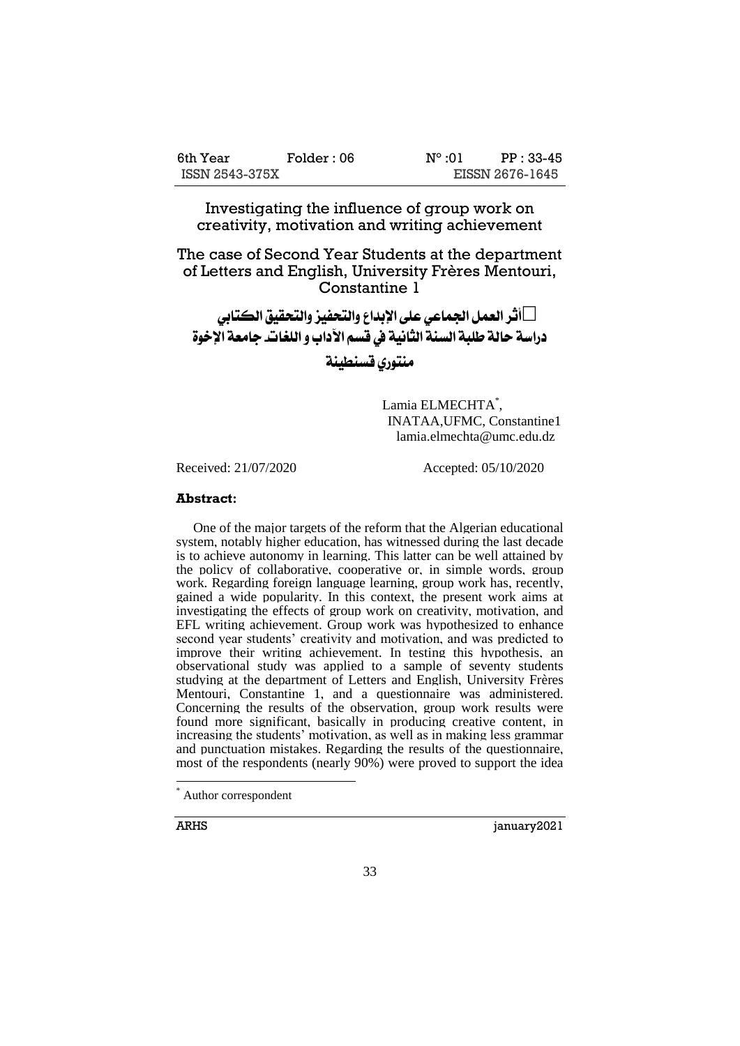# Investigating the influence of group work on creativity, motivation and writing achievement

## The case of Second Year Students at the department of Letters and English, University Frères Mentouri, Constantine 1

## أثر العمل الجماعي على الإبداع والتحفيز والتحقيق الكتابي دراسة حالة طلبة السنة الثانية في قسم الآداب و اللغات- جامعة الإخوة منتوري قسنطينة

Lamia ELMECHTA*,
INATAA,UFMC, Constantine1
lamia.elmechta@umc.edu.dz

Received: 21/07/2020 Accepted: 05/10/2020

**Abstract:**

One of the major targets of the reform that the Algerian educational system, notably higher education, has witnessed during the last decade is to achieve autonomy in learning. This latter can be well attained by the policy of collaborative, cooperative or, in simple words, group work. Regarding foreign language learning, group work has, recently, gained a wide popularity. In this context, the present work aims at investigating the effects of group work on creativity, motivation, and EFL writing achievement. Group work was hypothesized to enhance second year students' creativity and motivation, and was predicted to improve their writing achievement. In testing this hypothesis, an observational study was applied to a sample of seventy students studying at the department of Letters and English, University Frères Mentouri, Constantine 1, and a questionnaire was administered. Concerning the results of the observation, group work results were found more significant, basically in producing creative content, in increasing the students' motivation, as well as in making less grammar and punctuation mistakes. Regarding the results of the questionnaire, most of the respondents (nearly 90%) were proved to support the idea

* Author correspondent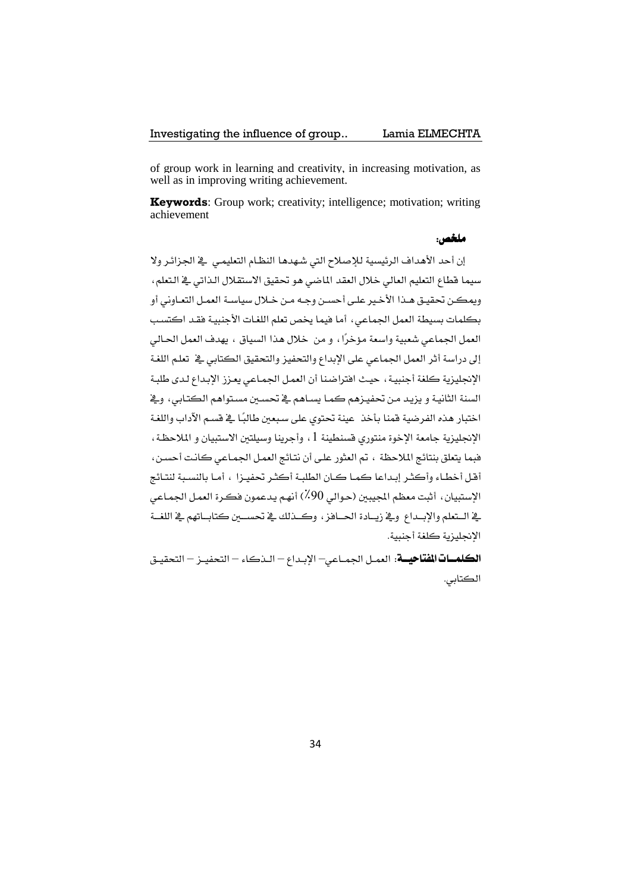of group work in learning and creativity, in increasing motivation, as well as in improving writing achievement.

**Keywords**: Group work; creativity; intelligence; motivation; writing achievement

**ملخص:**

إن أحد الأهداف الرئيسية للإصلاح التي شهدها النظام التعليمي في الجزائر ولا سيما قطاع التعليم العالي خلال العقد الماضي هو تحقيق الاستقلال الذاتي في التعلم، ويمكن تحقيق هذا الأخير على أحسن وجه من خلال سياسة العمل التعاوني أو بكلمات بسيطة العمل الجماعي، أما فيما يخص تعلم اللغات الأجنبية فقد اكتسب العمل الجماعي شعبية واسعة مؤخرًا، و من خلال هذا السياق ، يهدف العمل الحالي إلى دراسة أثر العمل الجماعي على الإبداع والتحفيز والتحقيق الكتابي في تعلم اللغة الإنجليزية كلغة أجنبية، حيث افتراضنا أن العمل الجماعي يعزز الإبداع لدى طلبة السنة الثانية و يزيد من تحفيزهم كما يساهم في تحسين مستواهم الكتابي، وفي اختبار هذه الفرضية قمنا بأخذ عينة تحتوي على سبعين طالبًا في قسم الآداب واللغة الإنجليزية جامعة الإخوة منتوري قسنطينة 1، وأجرينا وسيلتين الاستبيان و الملاحظة، فيما يتعلق بنتائج الملاحظة ، تم العثور على أن نتائج العمل الجماعي كانت أحسن، أقل أخطاء وأكثر إبداعا كما كان الطلبة أكثر تحفيزا ، أما بالنسبة لنتائج الإستبيان، أثبت معظم المجيبين (حوالي 90٪) أنهم يدعمون فكرة العمل الجماعي في التعلم والإبداع وفي زيادة الحافز، وكذلك في تحسين كتاباتهم في اللغة الإنجليزية كلغة أجنبية.

**الكلمات المفتاحية**: العمل الجماعي– الإبداع – الذكاء – التحفيز – التحقيق الكتابي.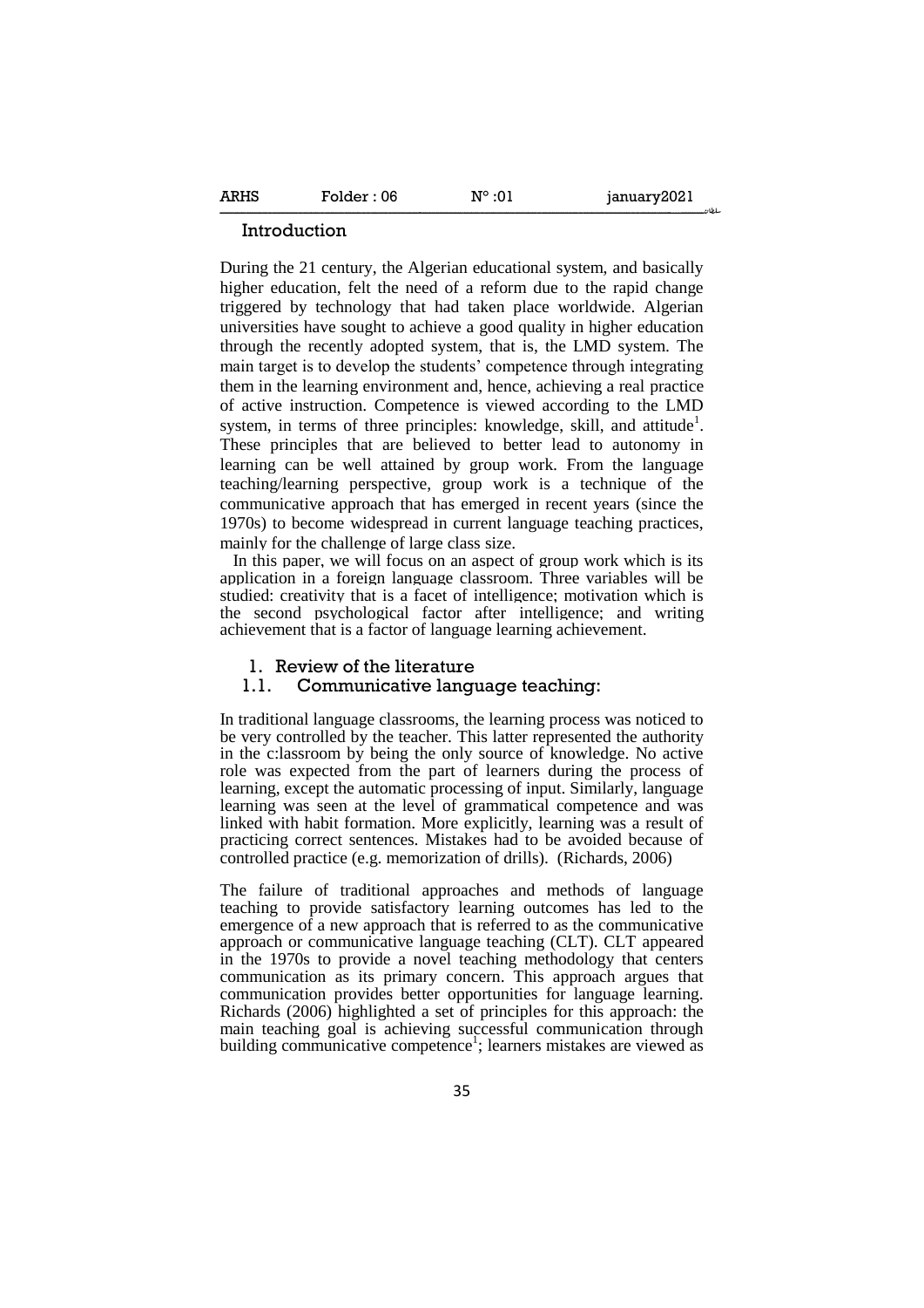## Introduction

During the 21 century, the Algerian educational system, and basically higher education, felt the need of a reform due to the rapid change triggered by technology that had taken place worldwide. Algerian universities have sought to achieve a good quality in higher education through the recently adopted system, that is, the LMD system. The main target is to develop the students' competence through integrating them in the learning environment and, hence, achieving a real practice of active instruction. Competence is viewed according to the LMD system, in terms of three principles: knowledge, skill, and attitude[1]. These principles that are believed to better lead to autonomy in learning can be well attained by group work. From the language teaching/learning perspective, group work is a technique of the communicative approach that has emerged in recent years (since the 1970s) to become widespread in current language teaching practices, mainly for the challenge of large class size.

In this paper, we will focus on an aspect of group work which is its application in a foreign language classroom. Three variables will be studied: creativity that is a facet of intelligence; motivation which is the second psychological factor after intelligence; and writing achievement that is a factor of language learning achievement.

## 1. Review of the literature

### 1.1. Communicative language teaching:

In traditional language classrooms, the learning process was noticed to be very controlled by the teacher. This latter represented the authority in the c:lassroom by being the only source of knowledge. No active role was expected from the part of learners during the process of learning, except the automatic processing of input. Similarly, language learning was seen at the level of grammatical competence and was linked with habit formation. More explicitly, learning was a result of practicing correct sentences. Mistakes had to be avoided because of controlled practice (e.g. memorization of drills). (Richards, 2006)

The failure of traditional approaches and methods of language teaching to provide satisfactory learning outcomes has led to the emergence of a new approach that is referred to as the communicative approach or communicative language teaching (CLT). CLT appeared in the 1970s to provide a novel teaching methodology that centers communication as its primary concern. This approach argues that communication provides better opportunities for language learning. Richards (2006) highlighted a set of principles for this approach: the main teaching goal is achieving successful communication through building communicative competence[1]; learners mistakes are viewed as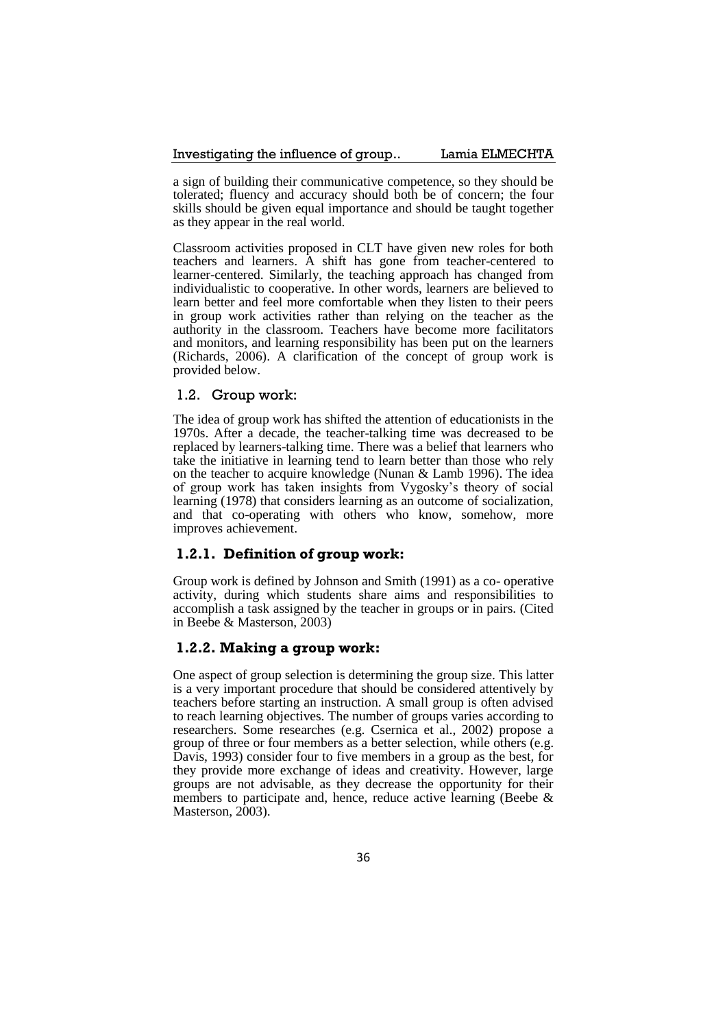a sign of building their communicative competence, so they should be tolerated; fluency and accuracy should both be of concern; the four skills should be given equal importance and should be taught together as they appear in the real world.

Classroom activities proposed in CLT have given new roles for both teachers and learners. A shift has gone from teacher-centered to learner-centered. Similarly, the teaching approach has changed from individualistic to cooperative. In other words, learners are believed to learn better and feel more comfortable when they listen to their peers in group work activities rather than relying on the teacher as the authority in the classroom. Teachers have become more facilitators and monitors, and learning responsibility has been put on the learners (Richards, 2006). A clarification of the concept of group work is provided below.

## 1.2. Group work:

The idea of group work has shifted the attention of educationists in the 1970s. After a decade, the teacher-talking time was decreased to be replaced by learners-talking time. There was a belief that learners who take the initiative in learning tend to learn better than those who rely on the teacher to acquire knowledge (Nunan & Lamb 1996). The idea of group work has taken insights from Vygosky's theory of social learning (1978) that considers learning as an outcome of socialization, and that co-operating with others who know, somehow, more improves achievement.

### 1.2.1. Definition of group work:

Group work is defined by Johnson and Smith (1991) as a co- operative activity, during which students share aims and responsibilities to accomplish a task assigned by the teacher in groups or in pairs. (Cited in Beebe & Masterson, 2003)

### 1.2.2. Making a group work:

One aspect of group selection is determining the group size. This latter is a very important procedure that should be considered attentively by teachers before starting an instruction. A small group is often advised to reach learning objectives. The number of groups varies according to researchers. Some researches (e.g. Csernica et al., 2002) propose a group of three or four members as a better selection, while others (e.g. Davis, 1993) consider four to five members in a group as the best, for they provide more exchange of ideas and creativity. However, large groups are not advisable, as they decrease the opportunity for their members to participate and, hence, reduce active learning (Beebe & Masterson, 2003).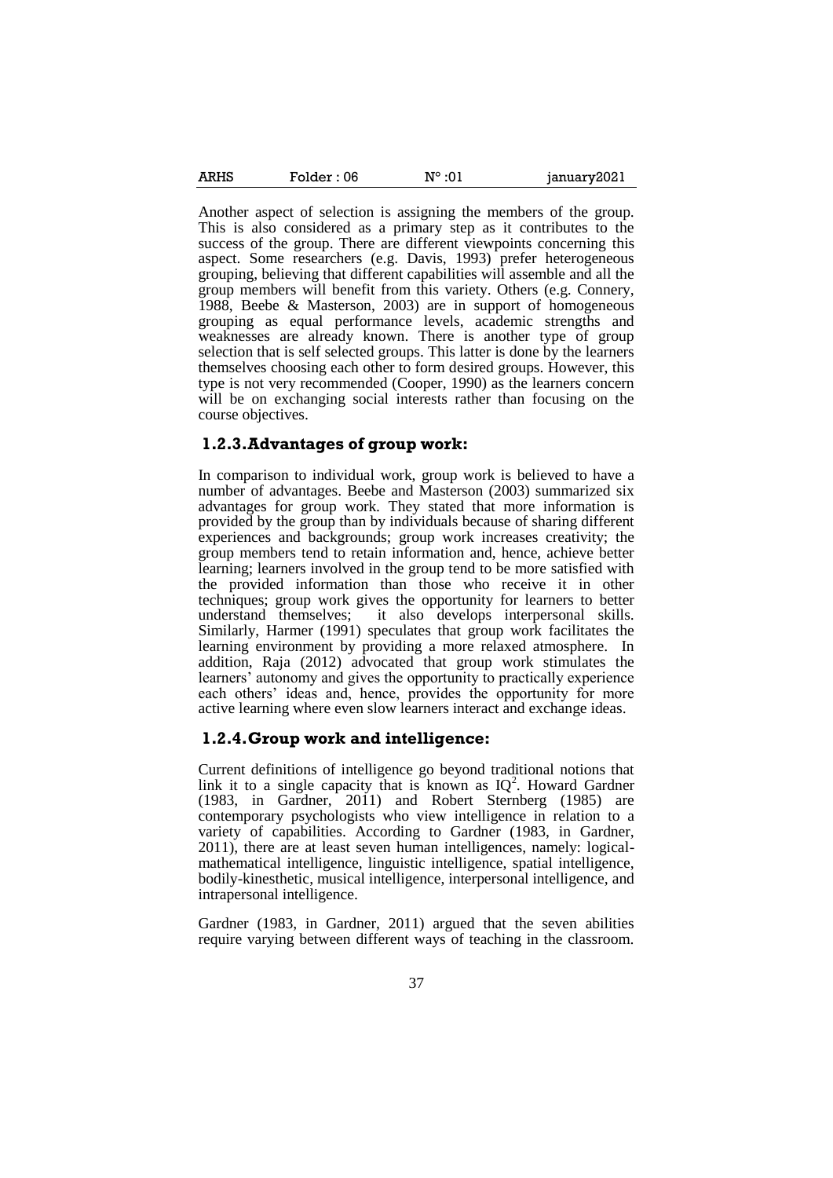Another aspect of selection is assigning the members of the group. This is also considered as a primary step as it contributes to the success of the group. There are different viewpoints concerning this aspect. Some researchers (e.g. Davis, 1993) prefer heterogeneous grouping, believing that different capabilities will assemble and all the group members will benefit from this variety. Others (e.g. Connery, 1988, Beebe & Masterson, 2003) are in support of homogeneous grouping as equal performance levels, academic strengths and weaknesses are already known. There is another type of group selection that is self selected groups. This latter is done by the learners themselves choosing each other to form desired groups. However, this type is not very recommended (Cooper, 1990) as the learners concern will be on exchanging social interests rather than focusing on the course objectives.

### 1.2.3. Advantages of group work:

In comparison to individual work, group work is believed to have a number of advantages. Beebe and Masterson (2003) summarized six advantages for group work. They stated that more information is provided by the group than by individuals because of sharing different experiences and backgrounds; group work increases creativity; the group members tend to retain information and, hence, achieve better learning; learners involved in the group tend to be more satisfied with the provided information than those who receive it in other techniques; group work gives the opportunity for learners to better understand themselves; it also develops interpersonal skills. Similarly, Harmer (1991) speculates that group work facilitates the learning environment by providing a more relaxed atmosphere. In addition, Raja (2012) advocated that group work stimulates the learners' autonomy and gives the opportunity to practically experience each others' ideas and, hence, provides the opportunity for more active learning where even slow learners interact and exchange ideas.

### 1.2.4. Group work and intelligence:

Current definitions of intelligence go beyond traditional notions that link it to a single capacity that is known as IQ[2]. Howard Gardner (1983, in Gardner, 2011) and Robert Sternberg (1985) are contemporary psychologists who view intelligence in relation to a variety of capabilities. According to Gardner (1983, in Gardner, 2011), there are at least seven human intelligences, namely: logical-mathematical intelligence, linguistic intelligence, spatial intelligence, bodily-kinesthetic, musical intelligence, interpersonal intelligence, and intrapersonal intelligence.

Gardner (1983, in Gardner, 2011) argued that the seven abilities require varying between different ways of teaching in the classroom.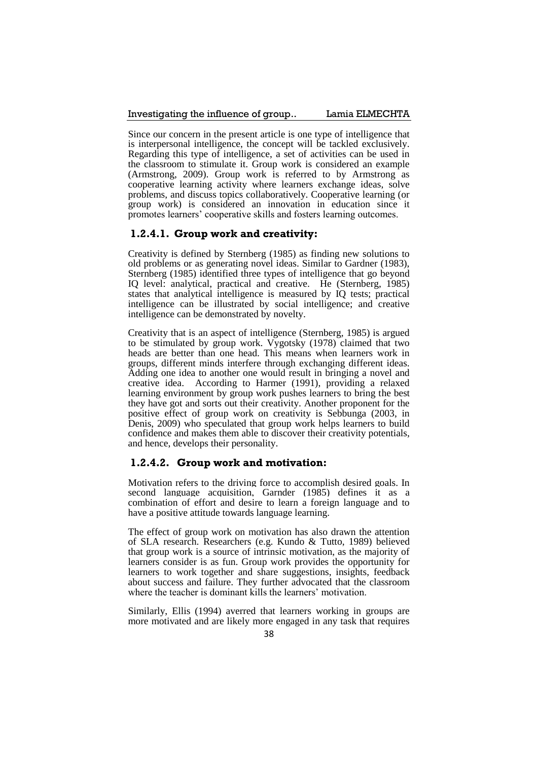Since our concern in the present article is one type of intelligence that is interpersonal intelligence, the concept will be tackled exclusively. Regarding this type of intelligence, a set of activities can be used in the classroom to stimulate it. Group work is considered an example (Armstrong, 2009). Group work is referred to by Armstrong as cooperative learning activity where learners exchange ideas, solve problems, and discuss topics collaboratively. Cooperative learning (or group work) is considered an innovation in education since it promotes learners' cooperative skills and fosters learning outcomes.

### 1.2.4.1. Group work and creativity:

Creativity is defined by Sternberg (1985) as finding new solutions to old problems or as generating novel ideas. Similar to Gardner (1983), Sternberg (1985) identified three types of intelligence that go beyond IQ level: analytical, practical and creative. He (Sternberg, 1985) states that analytical intelligence is measured by IQ tests; practical intelligence can be illustrated by social intelligence; and creative intelligence can be demonstrated by novelty.

Creativity that is an aspect of intelligence (Sternberg, 1985) is argued to be stimulated by group work. Vygotsky (1978) claimed that two heads are better than one head. This means when learners work in groups, different minds interfere through exchanging different ideas. Adding one idea to another one would result in bringing a novel and creative idea. According to Harmer (1991), providing a relaxed learning environment by group work pushes learners to bring the best they have got and sorts out their creativity. Another proponent for the positive effect of group work on creativity is Sebbunga (2003, in Denis, 2009) who speculated that group work helps learners to build confidence and makes them able to discover their creativity potentials, and hence, develops their personality.

### 1.2.4.2. Group work and motivation:

Motivation refers to the driving force to accomplish desired goals. In second language acquisition, Garnder (1985) defines it as a combination of effort and desire to learn a foreign language and to have a positive attitude towards language learning.

The effect of group work on motivation has also drawn the attention of SLA research. Researchers (e.g. Kundo & Tutto, 1989) believed that group work is a source of intrinsic motivation, as the majority of learners consider is as fun. Group work provides the opportunity for learners to work together and share suggestions, insights, feedback about success and failure. They further advocated that the classroom where the teacher is dominant kills the learners' motivation.

Similarly, Ellis (1994) averred that learners working in groups are more motivated and are likely more engaged in any task that requires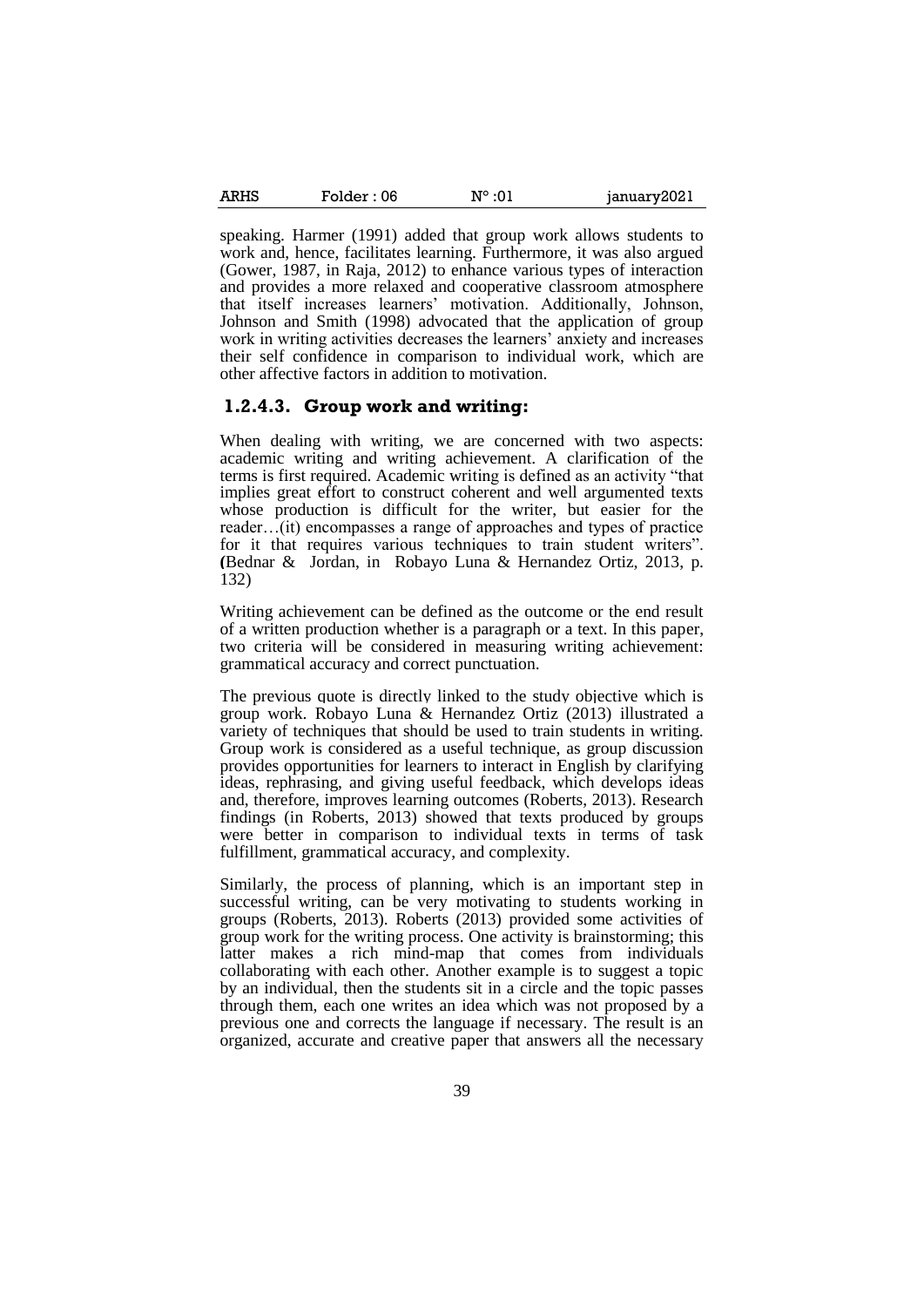speaking. Harmer (1991) added that group work allows students to work and, hence, facilitates learning. Furthermore, it was also argued (Gower, 1987, in Raja, 2012) to enhance various types of interaction and provides a more relaxed and cooperative classroom atmosphere that itself increases learners' motivation. Additionally, Johnson, Johnson and Smith (1998) advocated that the application of group work in writing activities decreases the learners' anxiety and increases their self confidence in comparison to individual work, which are other affective factors in addition to motivation.

### 1.2.4.3. Group work and writing:

When dealing with writing, we are concerned with two aspects: academic writing and writing achievement. A clarification of the terms is first required. Academic writing is defined as an activity "that implies great effort to construct coherent and well argumented texts whose production is difficult for the writer, but easier for the reader…(it) encompasses a range of approaches and types of practice for it that requires various techniques to train student writers". **(**Bednar & Jordan, in Robayo Luna & Hernandez Ortiz, 2013, p. 132)

Writing achievement can be defined as the outcome or the end result of a written production whether is a paragraph or a text. In this paper, two criteria will be considered in measuring writing achievement: grammatical accuracy and correct punctuation.

The previous quote is directly linked to the study objective which is group work. Robayo Luna & Hernandez Ortiz (2013) illustrated a variety of techniques that should be used to train students in writing. Group work is considered as a useful technique, as group discussion provides opportunities for learners to interact in English by clarifying ideas, rephrasing, and giving useful feedback, which develops ideas and, therefore, improves learning outcomes (Roberts, 2013). Research findings (in Roberts, 2013) showed that texts produced by groups were better in comparison to individual texts in terms of task fulfillment, grammatical accuracy, and complexity.

Similarly, the process of planning, which is an important step in successful writing, can be very motivating to students working in groups (Roberts, 2013). Roberts (2013) provided some activities of group work for the writing process. One activity is brainstorming; this latter makes a rich mind-map that comes from individuals collaborating with each other. Another example is to suggest a topic by an individual, then the students sit in a circle and the topic passes through them, each one writes an idea which was not proposed by a previous one and corrects the language if necessary. The result is an organized, accurate and creative paper that answers all the necessary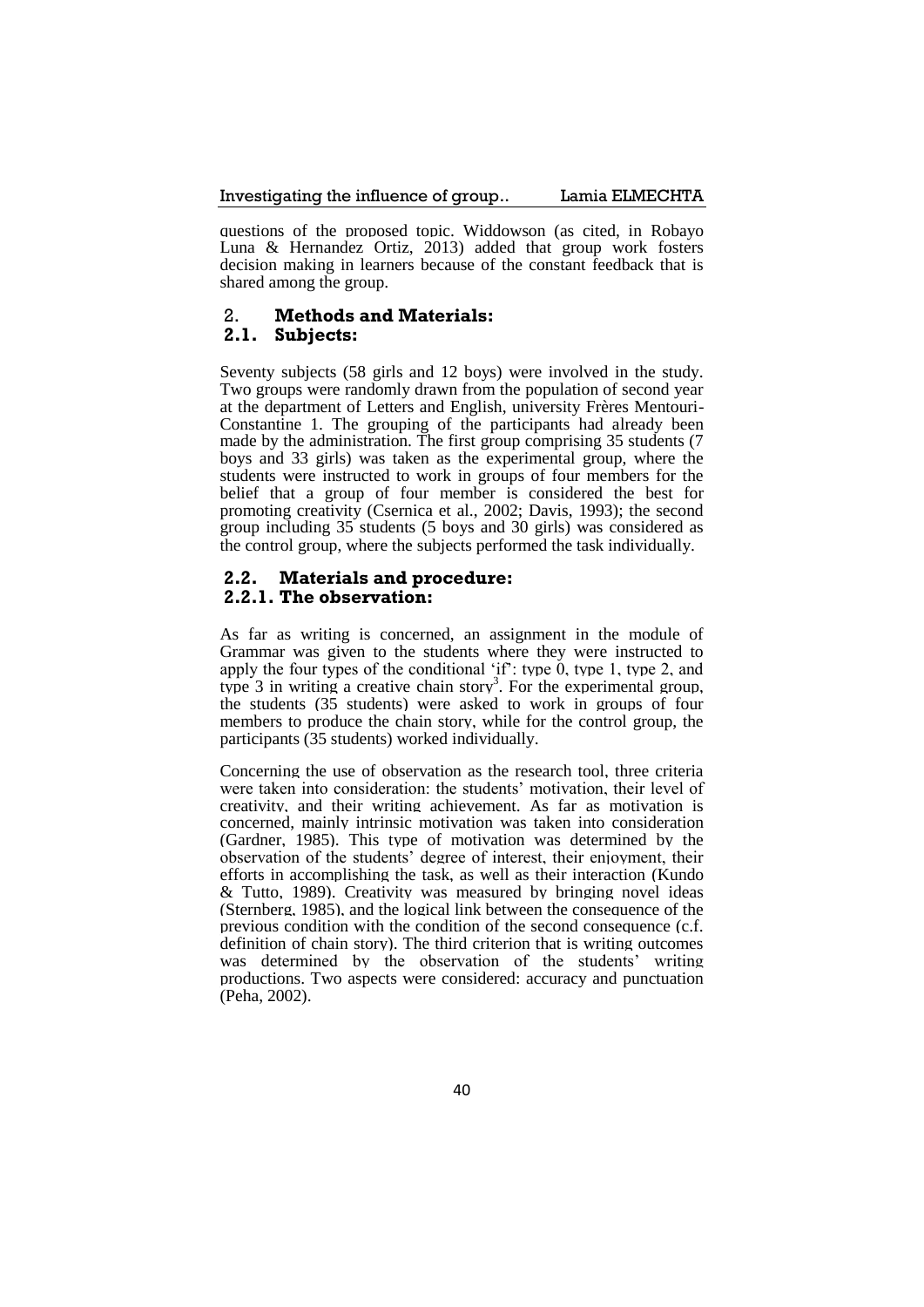questions of the proposed topic. Widdowson (as cited, in Robayo Luna & Hernandez Ortiz, 2013) added that group work fosters decision making in learners because of the constant feedback that is shared among the group.

## 2. Methods and Materials:

### 2.1. Subjects:

Seventy subjects (58 girls and 12 boys) were involved in the study. Two groups were randomly drawn from the population of second year at the department of Letters and English, university Frères Mentouri-Constantine 1. The grouping of the participants had already been made by the administration. The first group comprising 35 students (7 boys and 33 girls) was taken as the experimental group, where the students were instructed to work in groups of four members for the belief that a group of four member is considered the best for promoting creativity (Csernica et al., 2002; Davis, 1993); the second group including 35 students (5 boys and 30 girls) was considered as the control group, where the subjects performed the task individually.

### 2.2. Materials and procedure:

#### 2.2.1. The observation:

As far as writing is concerned, an assignment in the module of Grammar was given to the students where they were instructed to apply the four types of the conditional 'if': type 0, type 1, type 2, and type 3 in writing a creative chain story[3]. For the experimental group, the students (35 students) were asked to work in groups of four members to produce the chain story, while for the control group, the participants (35 students) worked individually.

Concerning the use of observation as the research tool, three criteria were taken into consideration: the students' motivation, their level of creativity, and their writing achievement. As far as motivation is concerned, mainly intrinsic motivation was taken into consideration (Gardner, 1985). This type of motivation was determined by the observation of the students' degree of interest, their enjoyment, their efforts in accomplishing the task, as well as their interaction (Kundo & Tutto, 1989). Creativity was measured by bringing novel ideas (Sternberg, 1985), and the logical link between the consequence of the previous condition with the condition of the second consequence (c.f. definition of chain story). The third criterion that is writing outcomes was determined by the observation of the students' writing productions. Two aspects were considered: accuracy and punctuation (Peha, 2002).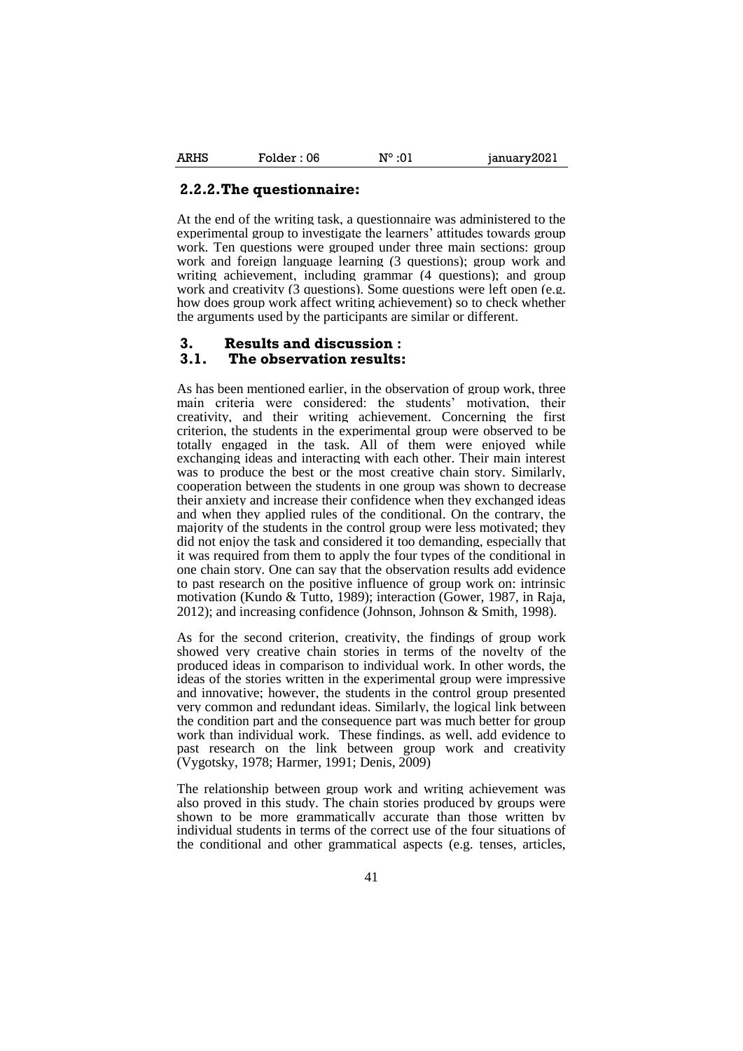### 2.2.2. The questionnaire:

At the end of the writing task, a questionnaire was administered to the experimental group to investigate the learners' attitudes towards group work. Ten questions were grouped under three main sections: group work and foreign language learning (3 questions); group work and writing achievement, including grammar (4 questions); and group work and creativity (3 questions). Some questions were left open (e.g. how does group work affect writing achievement) so to check whether the arguments used by the participants are similar or different.

## 3. Results and discussion :

### 3.1. The observation results:

As has been mentioned earlier, in the observation of group work, three main criteria were considered: the students' motivation, their creativity, and their writing achievement. Concerning the first criterion, the students in the experimental group were observed to be totally engaged in the task. All of them were enjoyed while exchanging ideas and interacting with each other. Their main interest was to produce the best or the most creative chain story. Similarly, cooperation between the students in one group was shown to decrease their anxiety and increase their confidence when they exchanged ideas and when they applied rules of the conditional. On the contrary, the majority of the students in the control group were less motivated; they did not enjoy the task and considered it too demanding, especially that it was required from them to apply the four types of the conditional in one chain story. One can say that the observation results add evidence to past research on the positive influence of group work on: intrinsic motivation (Kundo & Tutto, 1989); interaction (Gower, 1987, in Raja, 2012); and increasing confidence (Johnson, Johnson & Smith, 1998).

As for the second criterion, creativity, the findings of group work showed very creative chain stories in terms of the novelty of the produced ideas in comparison to individual work. In other words, the ideas of the stories written in the experimental group were impressive and innovative; however, the students in the control group presented very common and redundant ideas. Similarly, the logical link between the condition part and the consequence part was much better for group work than individual work. These findings, as well, add evidence to past research on the link between group work and creativity (Vygotsky, 1978; Harmer, 1991; Denis, 2009)

The relationship between group work and writing achievement was also proved in this study. The chain stories produced by groups were shown to be more grammatically accurate than those written by individual students in terms of the correct use of the four situations of the conditional and other grammatical aspects (e.g. tenses, articles,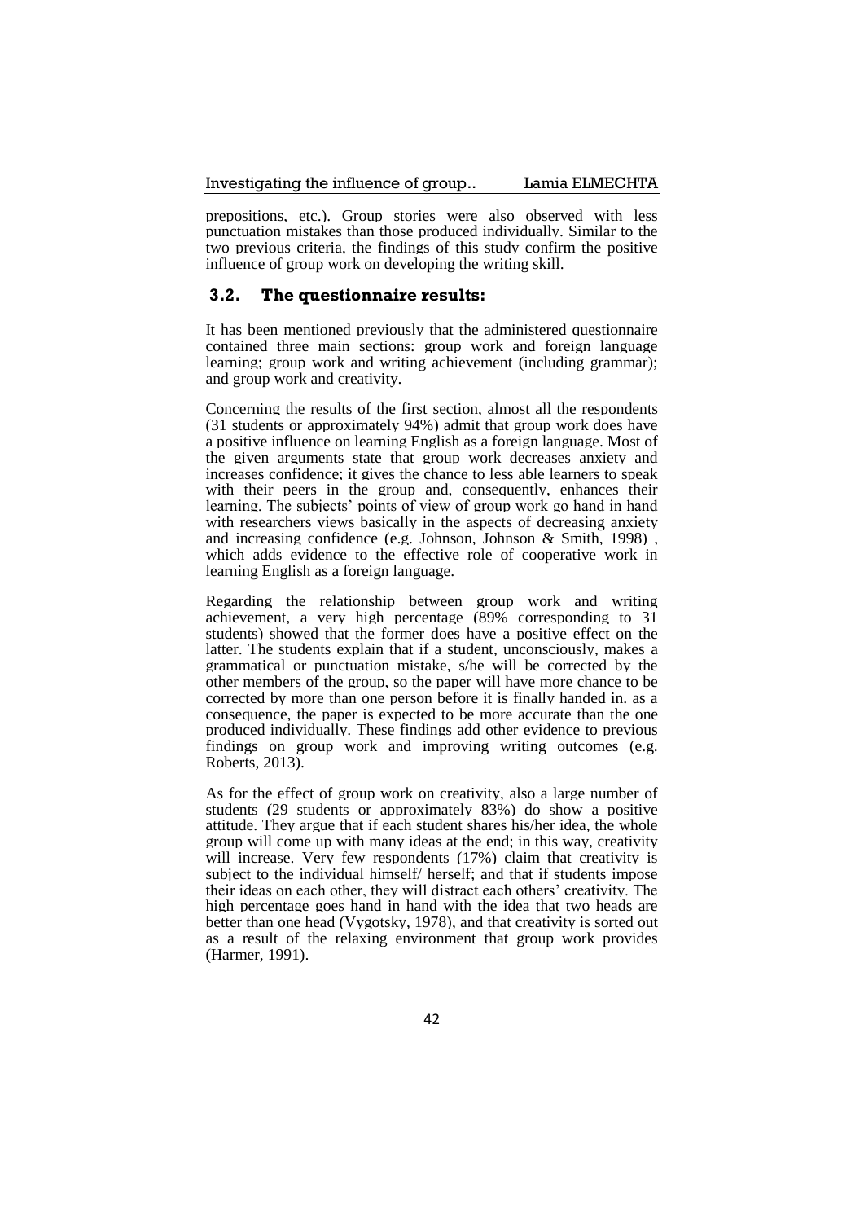prepositions, etc.). Group stories were also observed with less punctuation mistakes than those produced individually. Similar to the two previous criteria, the findings of this study confirm the positive influence of group work on developing the writing skill.

### 3.2. The questionnaire results:

It has been mentioned previously that the administered questionnaire contained three main sections: group work and foreign language learning; group work and writing achievement (including grammar); and group work and creativity.

Concerning the results of the first section, almost all the respondents (31 students or approximately 94%) admit that group work does have a positive influence on learning English as a foreign language. Most of the given arguments state that group work decreases anxiety and increases confidence; it gives the chance to less able learners to speak with their peers in the group and, consequently, enhances their learning. The subjects' points of view of group work go hand in hand with researchers views basically in the aspects of decreasing anxiety and increasing confidence (e.g. Johnson, Johnson & Smith, 1998) , which adds evidence to the effective role of cooperative work in learning English as a foreign language.

Regarding the relationship between group work and writing achievement, a very high percentage (89% corresponding to 31 students) showed that the former does have a positive effect on the latter. The students explain that if a student, unconsciously, makes a grammatical or punctuation mistake, s/he will be corrected by the other members of the group, so the paper will have more chance to be corrected by more than one person before it is finally handed in. as a consequence, the paper is expected to be more accurate than the one produced individually. These findings add other evidence to previous findings on group work and improving writing outcomes (e.g. Roberts, 2013).

As for the effect of group work on creativity, also a large number of students (29 students or approximately 83%) do show a positive attitude. They argue that if each student shares his/her idea, the whole group will come up with many ideas at the end; in this way, creativity will increase. Very few respondents (17%) claim that creativity is subject to the individual himself/ herself; and that if students impose their ideas on each other, they will distract each others' creativity. The high percentage goes hand in hand with the idea that two heads are better than one head (Vygotsky, 1978), and that creativity is sorted out as a result of the relaxing environment that group work provides (Harmer, 1991).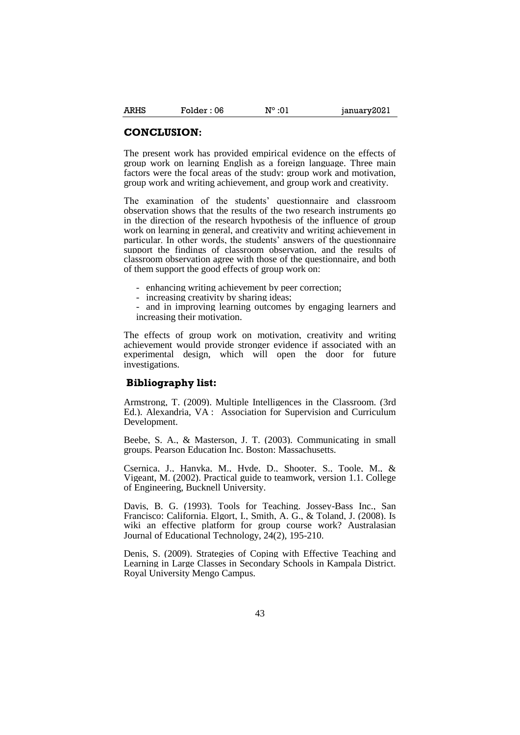## CONCLUSION:

The present work has provided empirical evidence on the effects of group work on learning English as a foreign language. Three main factors were the focal areas of the study: group work and motivation, group work and writing achievement, and group work and creativity.

The examination of the students' questionnaire and classroom observation shows that the results of the two research instruments go in the direction of the research hypothesis of the influence of group work on learning in general, and creativity and writing achievement in particular. In other words, the students' answers of the questionnaire support the findings of classroom observation, and the results of classroom observation agree with those of the questionnaire, and both of them support the good effects of group work on:

- enhancing writing achievement by peer correction;
- increasing creativity by sharing ideas;
- and in improving learning outcomes by engaging learners and increasing their motivation.

The effects of group work on motivation, creativity and writing achievement would provide stronger evidence if associated with an experimental design, which will open the door for future investigations.

## Bibliography list:

Armstrong, T. (2009). Multiple Intelligences in the Classroom. (3rd Ed.). Alexandria, VA : Association for Supervision and Curriculum Development.

Beebe, S. A., & Masterson, J. T. (2003). Communicating in small groups. Pearson Education Inc. Boston: Massachusetts.

Csernica, J., Hanyka, M., Hyde, D., Shooter, S., Toole, M., & Vigeant, M. (2002). Practical guide to teamwork, version 1.1. College of Engineering, Bucknell University.

Davis, B. G. (1993). Tools for Teaching. Jossey-Bass Inc., San Francisco: California. Elgort, I., Smith, A. G., & Toland, J. (2008). Is wiki an effective platform for group course work? Australasian Journal of Educational Technology, 24(2), 195-210.

Denis, S. (2009). Strategies of Coping with Effective Teaching and Learning in Large Classes in Secondary Schools in Kampala District. Royal University Mengo Campus.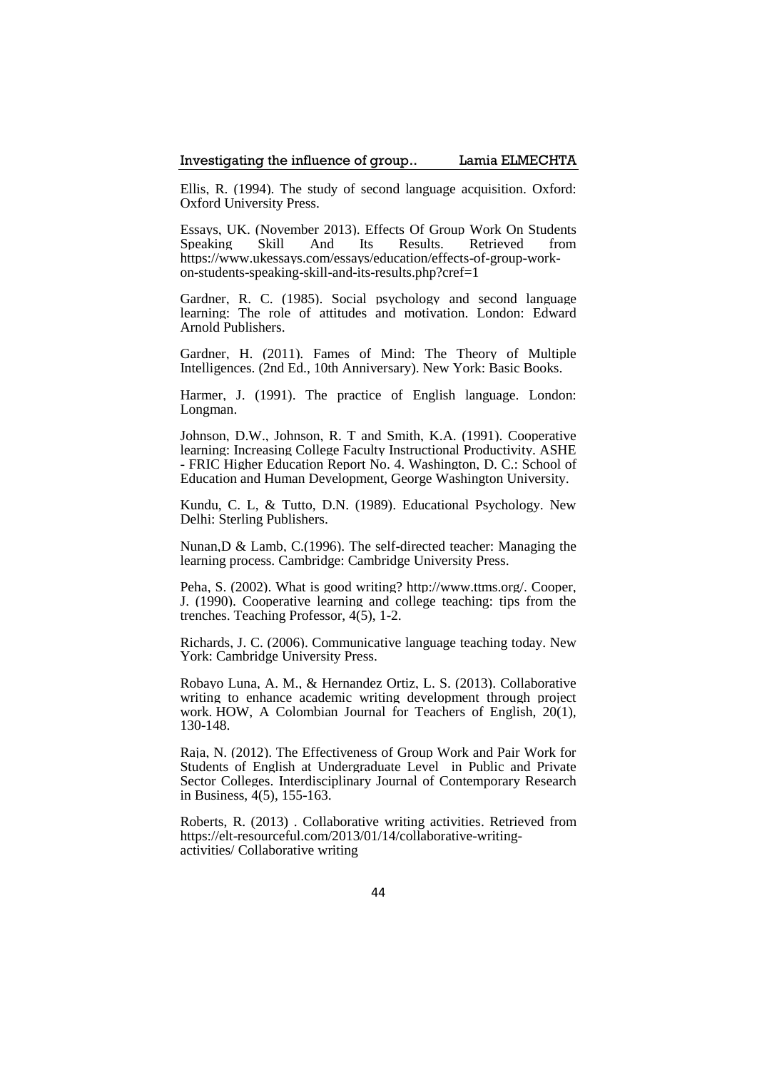Ellis, R. (1994). The study of second language acquisition. Oxford: Oxford University Press.

Essays, UK. (November 2013). Effects Of Group Work On Students Speaking Skill And Its Results. Retrieved from https://www.ukessays.com/essays/education/effects-of-group-work-on-students-speaking-skill-and-its-results.php?cref=1

Gardner, R. C. (1985). Social psychology and second language learning: The role of attitudes and motivation. London: Edward Arnold Publishers.

Gardner, H. (2011). Fames of Mind: The Theory of Multiple Intelligences. (2nd Ed., 10th Anniversary). New York: Basic Books.

Harmer, J. (1991). The practice of English language. London: Longman.

Johnson, D.W., Johnson, R. T and Smith, K.A. (1991). Cooperative learning: Increasing College Faculty Instructional Productivity. ASHE - FRIC Higher Education Report No. 4. Washington, D. C.: School of Education and Human Development, George Washington University.

Kundu, C. L, & Tutto, D.N. (1989). Educational Psychology. New Delhi: Sterling Publishers.

Nunan,D & Lamb, C.(1996). The self-directed teacher: Managing the learning process. Cambridge: Cambridge University Press.

Peha, S. (2002). What is good writing? http://www.ttms.org/. Cooper, J. (1990). Cooperative learning and college teaching: tips from the trenches. Teaching Professor, 4(5), 1-2.

Richards, J. C. (2006). Communicative language teaching today. New York: Cambridge University Press.

Robayo Luna, A. M., & Hernandez Ortiz, L. S. (2013). Collaborative writing to enhance academic writing development through project work. HOW, A Colombian Journal for Teachers of English, 20(1), 130-148.

Raja, N. (2012). The Effectiveness of Group Work and Pair Work for Students of English at Undergraduate Level in Public and Private Sector Colleges. Interdisciplinary Journal of Contemporary Research in Business, 4(5), 155-163.

Roberts, R. (2013) . Collaborative writing activities. Retrieved from https://elt-resourceful.com/2013/01/14/collaborative-writing-activities/ Collaborative writing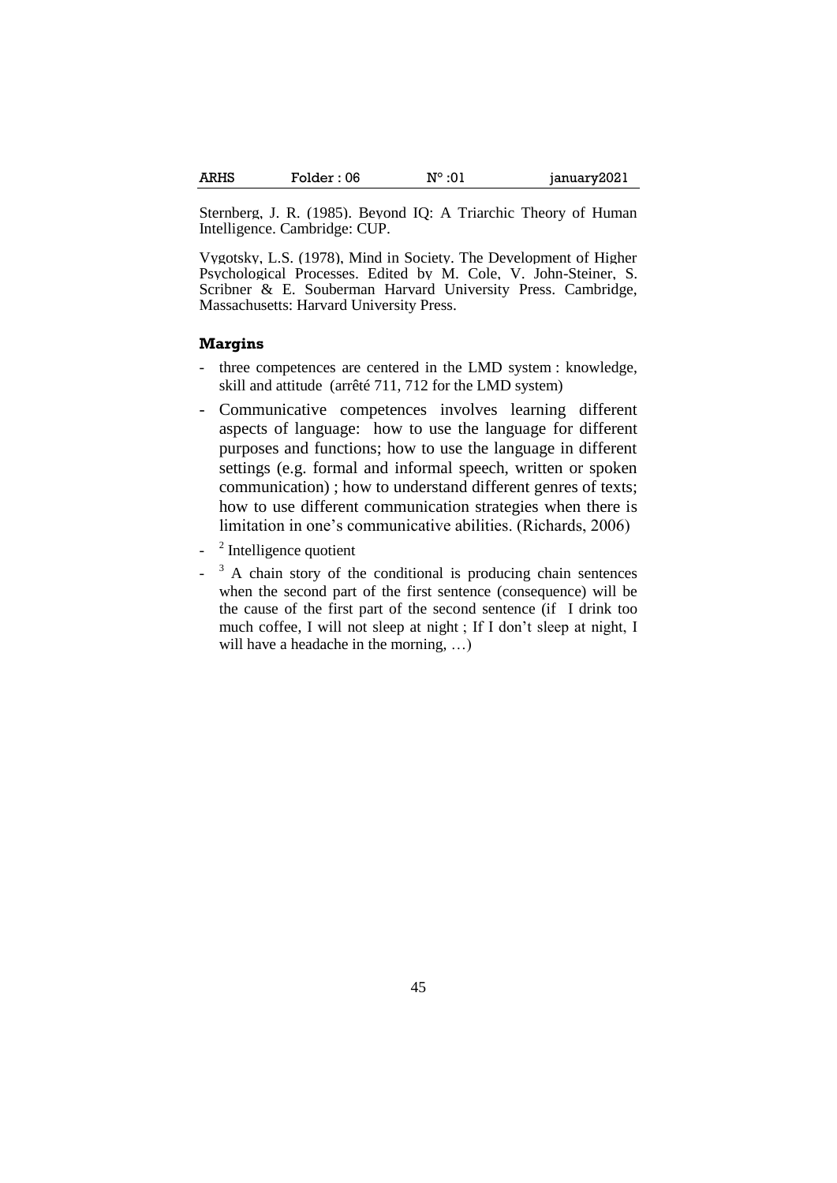Sternberg, J. R. (1985). Beyond IQ: A Triarchic Theory of Human Intelligence. Cambridge: CUP.

Vygotsky, L.S. (1978), Mind in Society. The Development of Higher Psychological Processes. Edited by M. Cole, V. John-Steiner, S. Scribner & E. Souberman Harvard University Press. Cambridge, Massachusetts: Harvard University Press.

**Margins**

- three competences are centered in the LMD system : knowledge, skill and attitude (arrêté 711, 712 for the LMD system)
- Communicative competences involves learning different aspects of language: how to use the language for different purposes and functions; how to use the language in different settings (e.g. formal and informal speech, written or spoken communication) ; how to understand different genres of texts; how to use different communication strategies when there is limitation in one's communicative abilities. (Richards, 2006)
- [2] Intelligence quotient
- [3] A chain story of the conditional is producing chain sentences when the second part of the first sentence (consequence) will be the cause of the first part of the second sentence (if I drink too much coffee, I will not sleep at night ; If I don't sleep at night, I will have a headache in the morning, …)